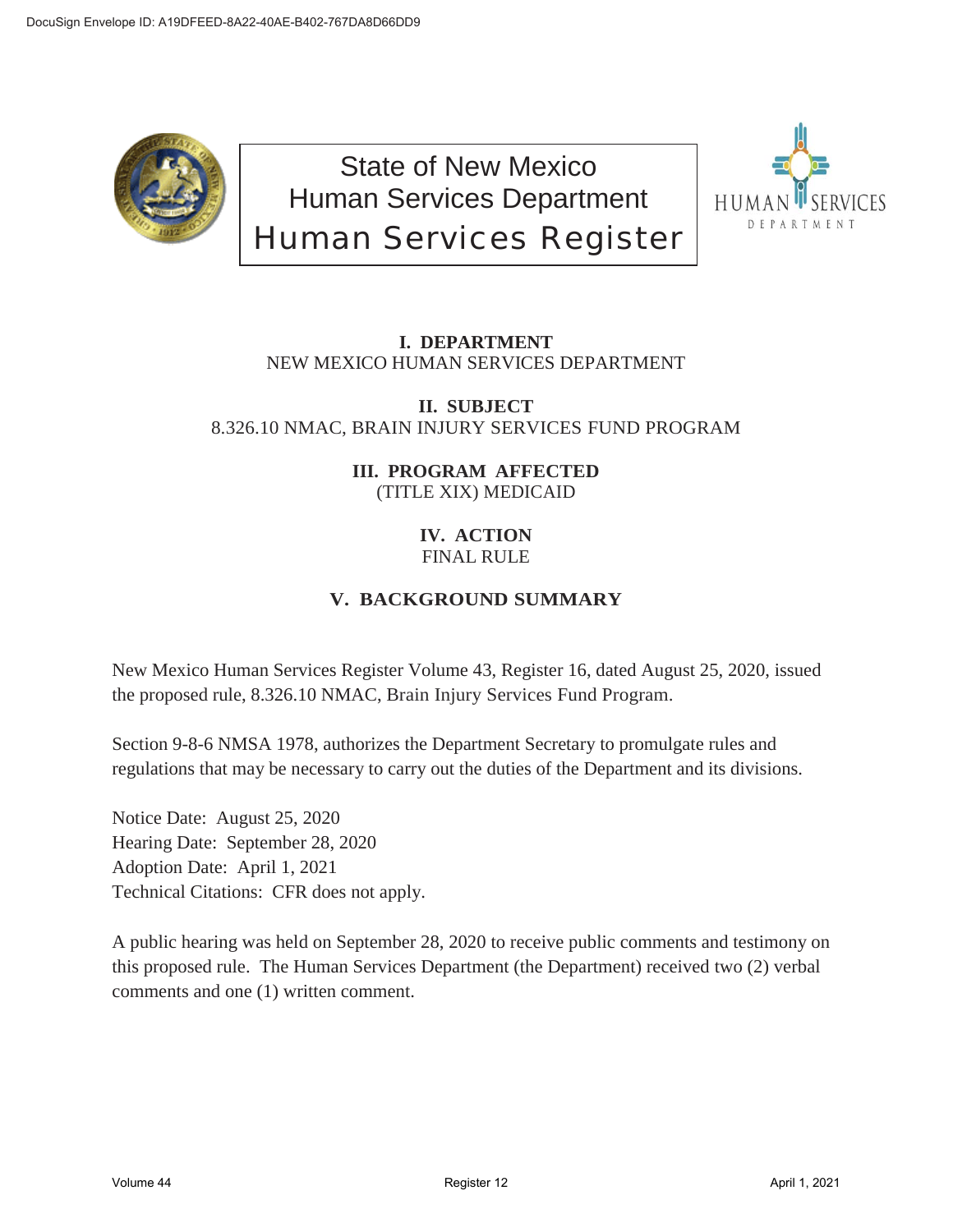State of New Mexico
Human Services Department
Human Services Register

**I. DEPARTMENT**
NEW MEXICO HUMAN SERVICES DEPARTMENT

**II. SUBJECT**
8.326.10 NMAC, BRAIN INJURY SERVICES FUND PROGRAM

**III. PROGRAM AFFECTED**
(TITLE XIX) MEDICAID

**IV. ACTION**
FINAL RULE

**V. BACKGROUND SUMMARY**

New Mexico Human Services Register Volume 43, Register 16, dated August 25, 2020, issued the proposed rule, 8.326.10 NMAC, Brain Injury Services Fund Program.

Section 9-8-6 NMSA 1978, authorizes the Department Secretary to promulgate rules and regulations that may be necessary to carry out the duties of the Department and its divisions.

Notice Date: August 25, 2020
Hearing Date: September 28, 2020
Adoption Date: April 1, 2021
Technical Citations: CFR does not apply.

A public hearing was held on September 28, 2020 to receive public comments and testimony on this proposed rule. The Human Services Department (the Department) received two (2) verbal comments and one (1) written comment.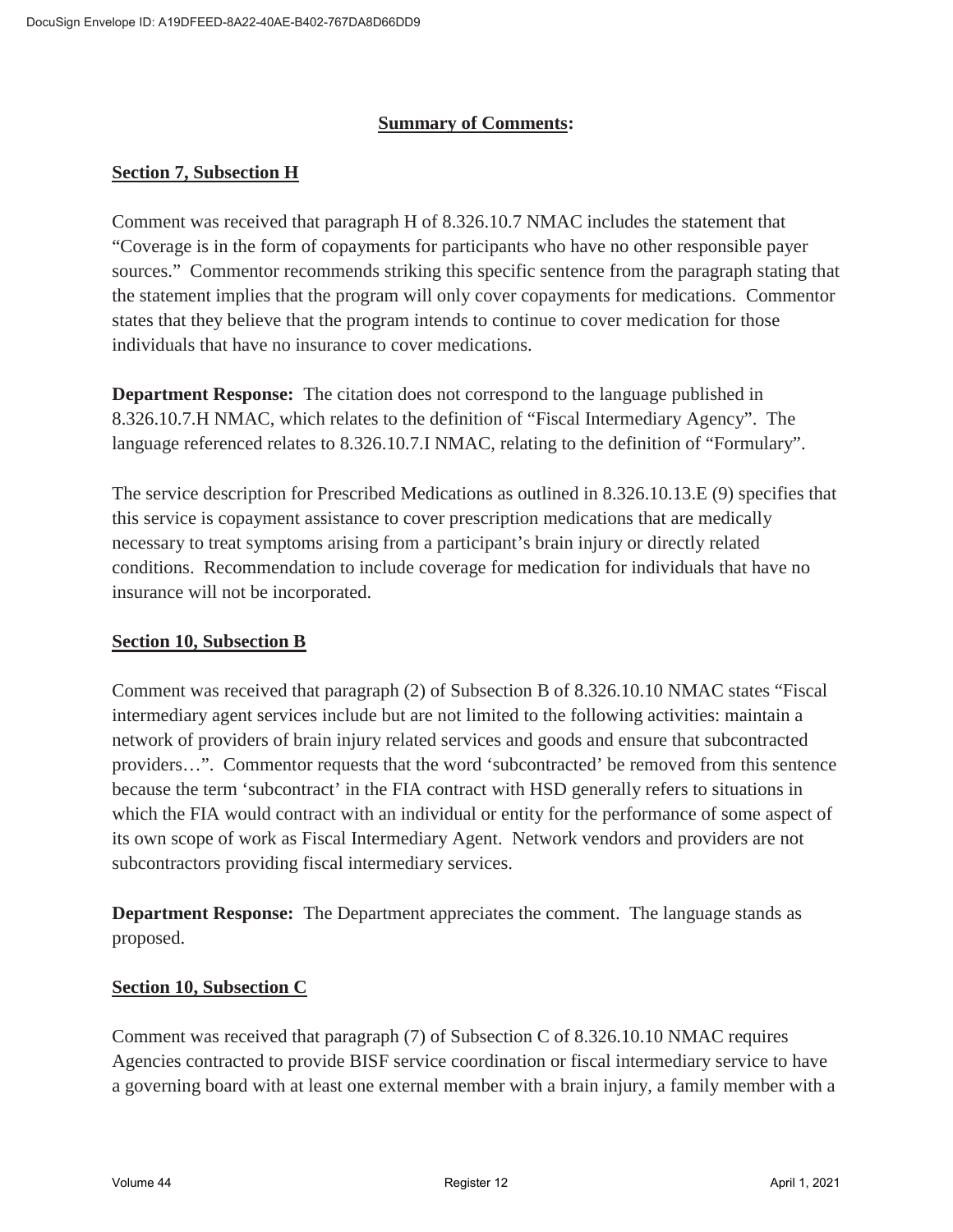## **Summary of Comments:**

### **Section 7, Subsection H**

Comment was received that paragraph H of 8.326.10.7 NMAC includes the statement that "Coverage is in the form of copayments for participants who have no other responsible payer sources." Commentor recommends striking this specific sentence from the paragraph stating that the statement implies that the program will only cover copayments for medications. Commentor states that they believe that the program intends to continue to cover medication for those individuals that have no insurance to cover medications.

**Department Response:** The citation does not correspond to the language published in 8.326.10.7.H NMAC, which relates to the definition of "Fiscal Intermediary Agency". The language referenced relates to 8.326.10.7.I NMAC, relating to the definition of "Formulary".

The service description for Prescribed Medications as outlined in 8.326.10.13.E (9) specifies that this service is copayment assistance to cover prescription medications that are medically necessary to treat symptoms arising from a participant's brain injury or directly related conditions. Recommendation to include coverage for medication for individuals that have no insurance will not be incorporated.

### **Section 10, Subsection B**

Comment was received that paragraph (2) of Subsection B of 8.326.10.10 NMAC states "Fiscal intermediary agent services include but are not limited to the following activities: maintain a network of providers of brain injury related services and goods and ensure that subcontracted providers…". Commentor requests that the word 'subcontracted' be removed from this sentence because the term 'subcontract' in the FIA contract with HSD generally refers to situations in which the FIA would contract with an individual or entity for the performance of some aspect of its own scope of work as Fiscal Intermediary Agent. Network vendors and providers are not subcontractors providing fiscal intermediary services.

**Department Response:** The Department appreciates the comment. The language stands as proposed.

### **Section 10, Subsection C**

Comment was received that paragraph (7) of Subsection C of 8.326.10.10 NMAC requires Agencies contracted to provide BISF service coordination or fiscal intermediary service to have a governing board with at least one external member with a brain injury, a family member with a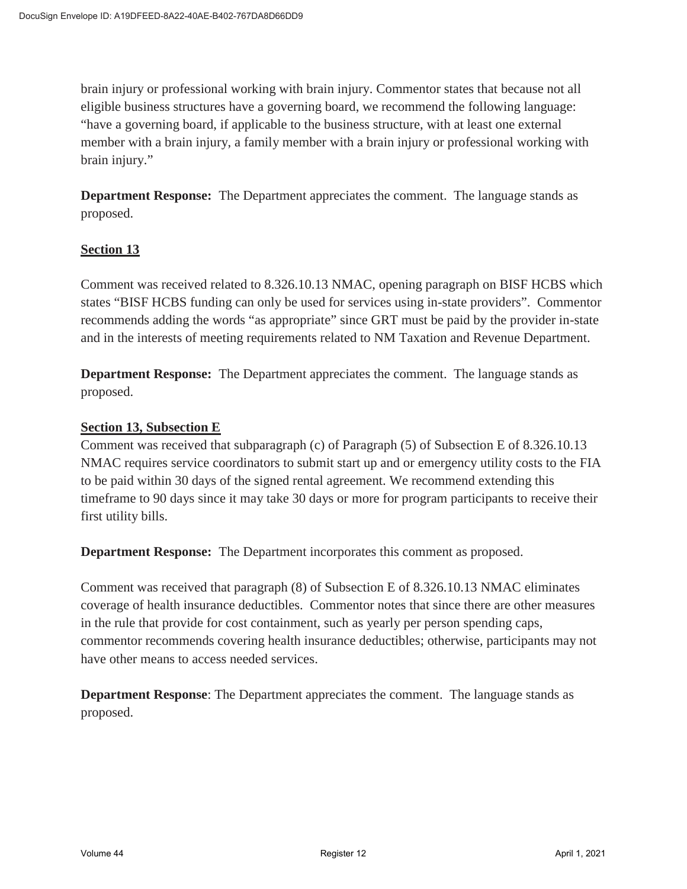brain injury or professional working with brain injury. Commentor states that because not all eligible business structures have a governing board, we recommend the following language: "have a governing board, if applicable to the business structure, with at least one external member with a brain injury, a family member with a brain injury or professional working with brain injury."

**Department Response:** The Department appreciates the comment. The language stands as proposed.

**Section 13**

Comment was received related to 8.326.10.13 NMAC, opening paragraph on BISF HCBS which states "BISF HCBS funding can only be used for services using in-state providers". Commentor recommends adding the words "as appropriate" since GRT must be paid by the provider in-state and in the interests of meeting requirements related to NM Taxation and Revenue Department.

**Department Response:** The Department appreciates the comment. The language stands as proposed.

**Section 13, Subsection E**

Comment was received that subparagraph (c) of Paragraph (5) of Subsection E of 8.326.10.13 NMAC requires service coordinators to submit start up and or emergency utility costs to the FIA to be paid within 30 days of the signed rental agreement. We recommend extending this timeframe to 90 days since it may take 30 days or more for program participants to receive their first utility bills.

**Department Response:** The Department incorporates this comment as proposed.

Comment was received that paragraph (8) of Subsection E of 8.326.10.13 NMAC eliminates coverage of health insurance deductibles. Commentor notes that since there are other measures in the rule that provide for cost containment, such as yearly per person spending caps, commentor recommends covering health insurance deductibles; otherwise, participants may not have other means to access needed services.

**Department Response**: The Department appreciates the comment. The language stands as proposed.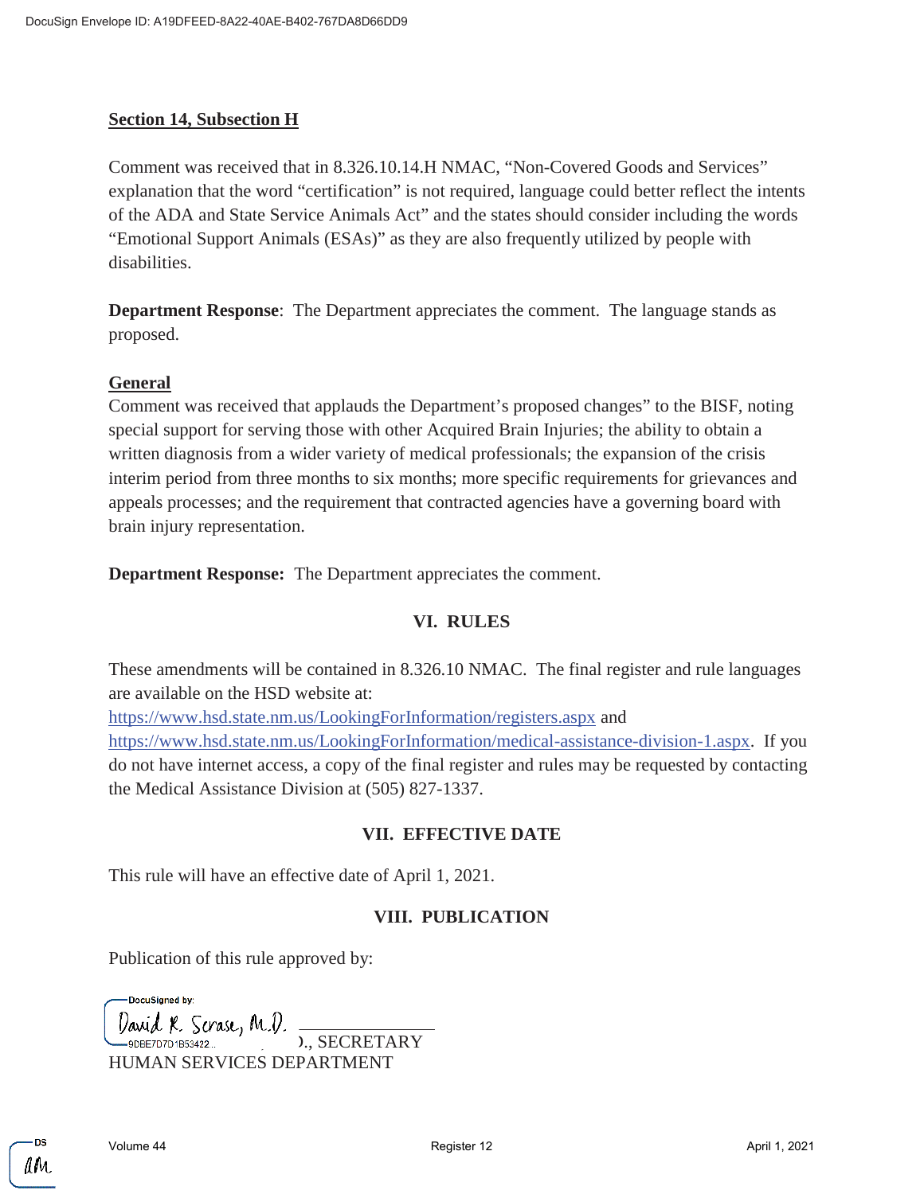**Section 14, Subsection H**

Comment was received that in 8.326.10.14.H NMAC, "Non-Covered Goods and Services" explanation that the word "certification" is not required, language could better reflect the intents of the ADA and State Service Animals Act" and the states should consider including the words "Emotional Support Animals (ESAs)" as they are also frequently utilized by people with disabilities.

**Department Response**: The Department appreciates the comment. The language stands as proposed.

**General**

Comment was received that applauds the Department's proposed changes" to the BISF, noting special support for serving those with other Acquired Brain Injuries; the ability to obtain a written diagnosis from a wider variety of medical professionals; the expansion of the crisis interim period from three months to six months; more specific requirements for grievances and appeals processes; and the requirement that contracted agencies have a governing board with brain injury representation.

**Department Response:** The Department appreciates the comment.

## VI. RULES

These amendments will be contained in 8.326.10 NMAC. The final register and rule languages are available on the HSD website at:
https://www.hsd.state.nm.us/LookingForInformation/registers.aspx and
https://www.hsd.state.nm.us/LookingForInformation/medical-assistance-division-1.aspx. If you do not have internet access, a copy of the final register and rules may be requested by contacting the Medical Assistance Division at (505) 827-1337.

## VII. EFFECTIVE DATE

This rule will have an effective date of April 1, 2021.

## VIII. PUBLICATION

Publication of this rule approved by:

DocuSigned by:
David R. Scrase, M.D.
9DBE7D7D1B53422...
_______________ )., SECRETARY
HUMAN SERVICES DEPARTMENT